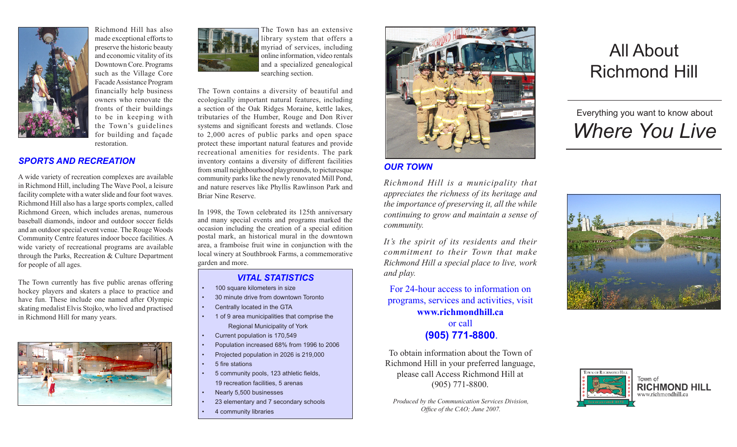Richmond Hill has also made exceptional efforts to preserve the historic beauty and economic vitality of its Downtown Core. Programs such as the Village Core Facade Assistance Program financially help business owners who renovate the fronts of their buildings to be in keeping with the Town's guidelines for building and façade restoration.

## SPORTS AND RECREATION

A wide variety of recreation complexes are available in Richmond Hill, including The Wave Pool, a leisure facility complete with a water slide and four foot waves. Richmond Hill also has a large sports complex, called Richmond Green, which includes arenas, numerous baseball diamonds, indoor and outdoor soccer fields and an outdoor special event venue. The Rouge Woods Community Centre features indoor bocce facilities. A wide variety of recreational programs are available through the Parks, Recreation & Culture Department for people of all ages.

The Town currently has five public arenas offering hockey players and skaters a place to practice and have fun. These include one named after Olympic skating medalist Elvis Stojko, who lived and practised in Richmond Hill for many years.

The Town has an extensive library system that offers a myriad of services, including online information, video rentals and a specialized genealogical searching section.

The Town contains a diversity of beautiful and ecologically important natural features, including a section of the Oak Ridges Moraine, kettle lakes, tributaries of the Humber, Rouge and Don River systems and significant forests and wetlands. Close to 2,000 acres of public parks and open space protect these important natural features and provide recreational amenities for residents. The park inventory contains a diversity of different facilities from small neighbourhood playgrounds, to picturesque community parks like the newly renovated Mill Pond, and nature reserves like Phyllis Rawlinson Park and Briar Nine Reserve.

In 1998, the Town celebrated its 125th anniversary and many special events and programs marked the occasion including the creation of a special edition postal mark, an historical mural in the downtown area, a framboise fruit wine in conjunction with the local winery at Southbrook Farms, a commemorative garden and more.

### VITAL STATISTICS

- 100 square kilometers in size
- 30 minute drive from downtown Toronto
- Centrally located in the GTA
- 1 of 9 area municipalities that comprise the Regional Municipality of York
- Current population is 170,549
- Population increased 68% from 1996 to 2006
- Projected population in 2026 is 219,000
- 5 fire stations
- 5 community pools, 123 athletic fields, 19 recreation facilities, 5 arenas
- Nearly 5,500 businesses
- 23 elementary and 7 secondary schools
- 4 community libraries

## OUR TOWN

*Richmond Hill is a municipality that appreciates the richness of its heritage and the importance of preserving it, all the while continuing to grow and maintain a sense of community.*

*It's the spirit of its residents and their commitment to their Town that make Richmond Hill a special place to live, work and play.*

For 24-hour access to information on programs, services and activities, visit **www.richmondhill.ca** or call **(905) 771-8800**.

To obtain information about the Town of Richmond Hill in your preferred language, please call Access Richmond Hill at (905) 771-8800.

*Produced by the Communication Services Division, Office of the CAO; June 2007.*

# All About Richmond Hill

Everything you want to know about

## *Where You Live*

Town of **RICHMOND HILL**
www.richmondhill.ca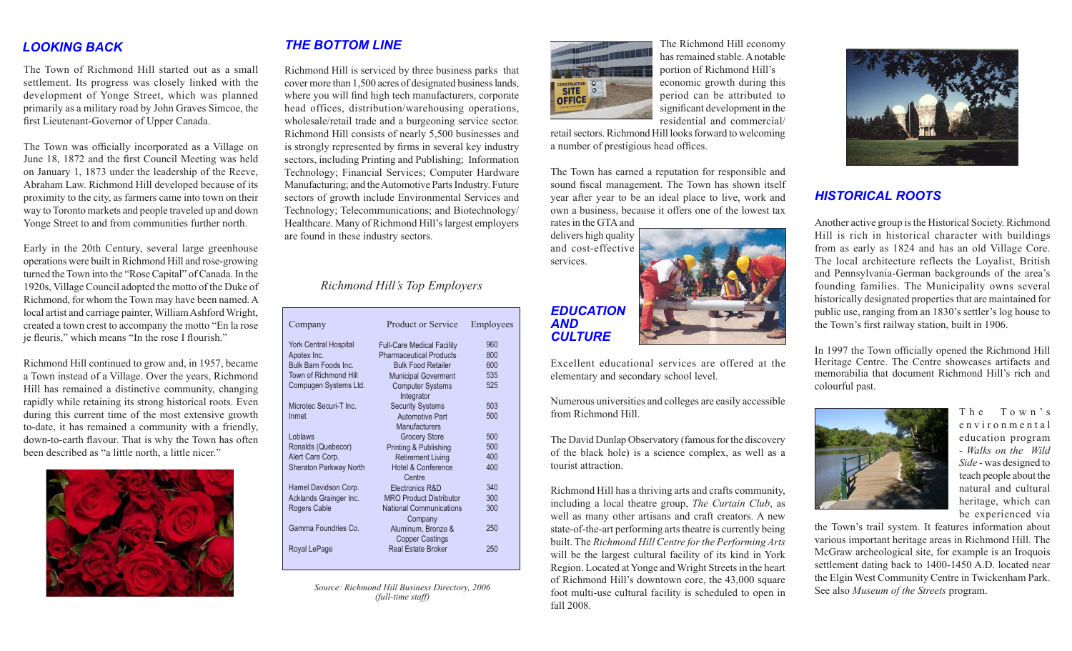## LOOKING BACK

The Town of Richmond Hill started out as a small settlement. Its progress was closely linked with the development of Yonge Street, which was planned primarily as a military road by John Graves Simcoe, the first Lieutenant-Governor of Upper Canada.

The Town was officially incorporated as a Village on June 18, 1872 and the first Council Meeting was held on January 1, 1873 under the leadership of the Reeve, Abraham Law. Richmond Hill developed because of its proximity to the city, as farmers came into town on their way to Toronto markets and people traveled up and down Yonge Street to and from communities further north.

Early in the 20th Century, several large greenhouse operations were built in Richmond Hill and rose-growing turned the Town into the "Rose Capital" of Canada. In the 1920s, Village Council adopted the motto of the Duke of Richmond, for whom the Town may have been named. A local artist and carriage painter, William Ashford Wright, created a town crest to accompany the motto "En la rose je fleuris," which means "In the rose I flourish."

Richmond Hill continued to grow and, in 1957, became a Town instead of a Village. Over the years, Richmond Hill has remained a distinctive community, changing rapidly while retaining its strong historical roots. Even during this current time of the most extensive growth to-date, it has remained a community with a friendly, down-to-earth flavour. That is why the Town has often been described as "a little north, a little nicer."

## THE BOTTOM LINE

Richmond Hill is serviced by three business parks that cover more than 1,500 acres of designated business lands, where you will find high tech manufacturers, corporate head offices, distribution/warehousing operations, wholesale/retail trade and a burgeoning service sector. Richmond Hill consists of nearly 5,500 businesses and is strongly represented by firms in several key industry sectors, including Printing and Publishing; Information Technology; Financial Services; Computer Hardware Manufacturing; and the Automotive Parts Industry. Future sectors of growth include Environmental Services and Technology; Telecommunications; and Biotechnology/Healthcare. Many of Richmond Hill's largest employers are found in these industry sectors.

*Richmond Hill's Top Employers*

| Company | Product or Service | Employees |
|---|---|---|
| York Central Hospital | Full-Care Medical Facility | 960 |
| Apotex Inc. | Pharmaceutical Products | 800 |
| Bulk Barn Foods Inc. | Bulk Food Retailer | 600 |
| Town of Richmond Hill | Municipal Goverment | 535 |
| Compugen Systems Ltd. | Computer Systems Integrator | 525 |
| Microtec Securi-T Inc. | Security Systems | 503 |
| Inmet | Automotive Part Manufacturers | 500 |
| Loblaws | Grocery Store | 500 |
| Ronalds (Quebecor) | Printing & Publishing | 500 |
| Alert Care Corp. | Retirement Living | 400 |
| Sheraton Parkway North | Hotel & Conference Centre | 400 |
| Hamel Davidson Corp. | Electronics R&D | 340 |
| Acklands Grainger Inc. | MRO Product Distributor | 300 |
| Rogers Cable | National Communications Company | 300 |
| Gamma Foundries Co. | Aluminum, Bronze & Copper Castings | 250 |
| Royal LePage | Real Estate Broker | 250 |

*Source: Richmond Hill Business Directory, 2006 (full-time staff)*

The Richmond Hill economy has remained stable. A notable portion of Richmond Hill's economic growth during this period can be attributed to significant development in the residential and commercial/retail sectors. Richmond Hill looks forward to welcoming a number of prestigious head offices.

The Town has earned a reputation for responsible and sound fiscal management. The Town has shown itself year after year to be an ideal place to live, work and own a business, because it offers one of the lowest tax rates in the GTA and delivers high quality and cost-effective services.

## EDUCATION AND CULTURE

Excellent educational services are offered at the elementary and secondary school level.

Numerous universities and colleges are easily accessible from Richmond Hill.

The David Dunlap Observatory (famous for the discovery of the black hole) is a science complex, as well as a tourist attraction.

Richmond Hill has a thriving arts and crafts community, including a local theatre group, *The Curtain Club*, as well as many other artisans and craft creators. A new state-of-the-art performing arts theatre is currently being built. The *Richmond Hill Centre for the Performing Arts* will be the largest cultural facility of its kind in York Region. Located at Yonge and Wright Streets in the heart of Richmond Hill's downtown core, the 43,000 square foot multi-use cultural facility is scheduled to open in fall 2008.

## HISTORICAL ROOTS

Another active group is the Historical Society. Richmond Hill is rich in historical character with buildings from as early as 1824 and has an old Village Core. The local architecture reflects the Loyalist, British and Pennsylvania-German backgrounds of the area's founding families. The Municipality owns several historically designated properties that are maintained for public use, ranging from an 1830's settler's log house to the Town's first railway station, built in 1906.

In 1997 the Town officially opened the Richmond Hill Heritage Centre. The Centre showcases artifacts and memorabilia that document Richmond Hill's rich and colourful past.

The Town's environmental education program - *Walks on the Wild Side* - was designed to teach people about the natural and cultural heritage, which can be experienced via the Town's trail system. It features information about various important heritage areas in Richmond Hill. The McGraw archeological site, for example is an Iroquois settlement dating back to 1400-1450 A.D. located near the Elgin West Community Centre in Twickenham Park. See also *Museum of the Streets* program.